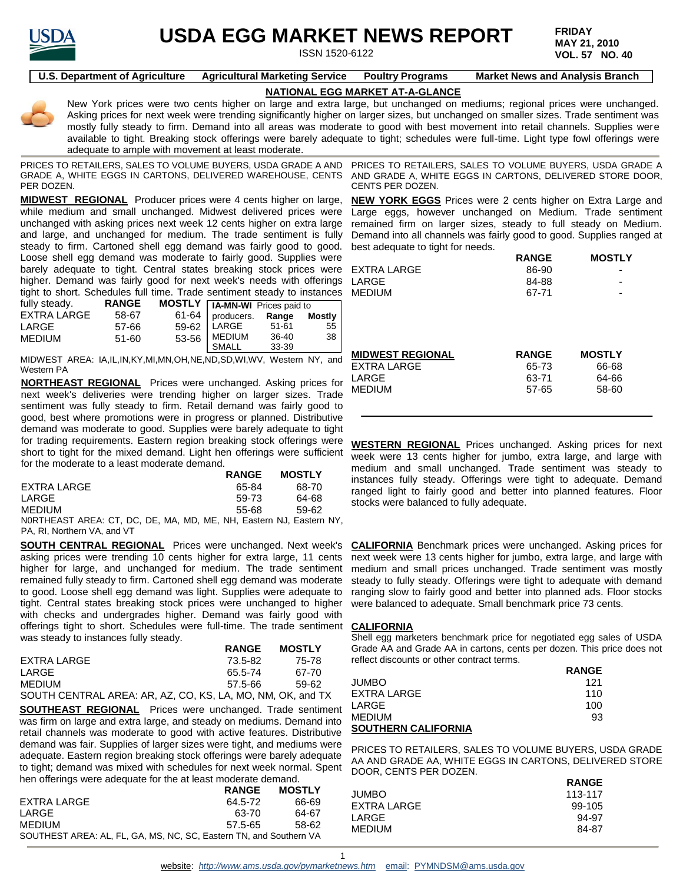# USDA EGG MARKET NEWS REPORT

ISSN 1520-6122

**FRIDAY MAY 21, 2010 VOL. 57 NO. 40**

**U.S. Department of Agriculture | Agricultural Marketing Service | Poultry Programs | Market News and Analysis Branch**

## NATIONAL EGG MARKET AT-A-GLANCE

New York prices were two cents higher on large and extra large, but unchanged on mediums; regional prices were unchanged. Asking prices for next week were trending significantly higher on larger sizes, but unchanged on smaller sizes. Trade sentiment was mostly fully steady to firm. Demand into all areas was moderate to good with best movement into retail channels. Supplies were available to tight. Breaking stock offerings were barely adequate to tight; schedules were full-time. Light type fowl offerings were adequate to ample with movement at least moderate.

PRICES TO RETAILERS, SALES TO VOLUME BUYERS, USDA GRADE A AND GRADE A, WHITE EGGS IN CARTONS, DELIVERED WAREHOUSE, CENTS PER DOZEN.

**MIDWEST REGIONAL** Producer prices were 4 cents higher on large, while medium and small unchanged. Midwest delivered prices were unchanged with asking prices next week 12 cents higher on extra large and large, and unchanged for medium. The trade sentiment is fully steady to firm. Cartoned shell egg demand was fairly good to good. Loose shell egg demand was moderate to fairly good. Supplies were barely adequate to tight. Central states breaking stock prices were higher. Demand was fairly good for next week's needs with offerings tight to short. Schedules full time. Trade sentiment steady to instances fully steady.

| | RANGE | MOSTLY |
|---|---|---|
| EXTRA LARGE | 58-67 | 61-64 |
| LARGE | 57-66 | 59-62 |
| MEDIUM | 51-60 | 53-56 |

| IA-MN-WI Prices paid to producers. | Range | Mostly |
|---|---|---|
| LARGE | 51-61 | 55 |
| MEDIUM | 36-40 | 38 |
| SMALL | 33-39 | |

MIDWEST AREA: IA,IL,IN,KY,MI,MN,OH,NE,ND,SD,WI,WV, Western NY, and Western PA

**NORTHEAST REGIONAL** Prices were unchanged. Asking prices for next week's deliveries were trending higher on larger sizes. Trade sentiment was fully steady to firm. Retail demand was fairly good to good, best where promotions were in progress or planned. Distributive demand was moderate to good. Supplies were barely adequate to tight for trading requirements. Eastern region breaking stock offerings were short to tight for the mixed demand. Light hen offerings were sufficient for the moderate to a least moderate demand.

| | RANGE | MOSTLY |
|---|---|---|
| EXTRA LARGE | 65-84 | 68-70 |
| LARGE | 59-73 | 64-68 |
| MEDIUM | 55-68 | 59-62 |

N0RTHEAST AREA: CT, DC, DE, MA, MD, ME, NH, Eastern NJ, Eastern NY, PA, RI, Northern VA, and VT

**SOUTH CENTRAL REGIONAL** Prices were unchanged. Next week's asking prices were trending 10 cents higher for extra large, 11 cents higher for large, and unchanged for medium. The trade sentiment remained fully steady to firm. Cartoned shell egg demand was moderate to good. Loose shell egg demand was light. Supplies were adequate to tight. Central states breaking stock prices were unchanged to higher with checks and undergrades higher. Demand was fairly good with offerings tight to short. Schedules were full-time. The trade sentiment was steady to instances fully steady.

| | RANGE | MOSTLY |
|---|---|---|
| EXTRA LARGE | 73.5-82 | 75-78 |
| LARGE | 65.5-74 | 67-70 |
| MEDIUM | 57.5-66 | 59-62 |

SOUTH CENTRAL AREA: AR, AZ, CO, KS, LA, MO, NM, OK, and TX

**SOUTHEAST REGIONAL** Prices were unchanged. Trade sentiment was firm on large and extra large, and steady on mediums. Demand into retail channels was moderate to good with active features. Distributive demand was fair. Supplies of larger sizes were tight, and mediums were adequate. Eastern region breaking stock offerings were barely adequate to tight; demand was mixed with schedules for next week normal. Spent hen offerings were adequate for the at least moderate demand.

| | RANGE | MOSTLY |
|---|---|---|
| EXTRA LARGE | 64.5-72 | 66-69 |
| LARGE | 63-70 | 64-67 |
| MEDIUM | 57.5-65 | 58-62 |

SOUTHEST AREA: AL, FL, GA, MS, NC, SC, Eastern TN, and Southern VA

PRICES TO RETAILERS, SALES TO VOLUME BUYERS, USDA GRADE A AND GRADE A, WHITE EGGS IN CARTONS, DELIVERED STORE DOOR, CENTS PER DOZEN.

**NEW YORK EGGS** Prices were 2 cents higher on Extra Large and Large eggs, however unchanged on Medium. Trade sentiment remained firm on larger sizes, steady to full steady on Medium. Demand into all channels was fairly good to good. Supplies ranged at best adequate to tight for needs.

| | RANGE | MOSTLY |
|---|---|---|
| EXTRA LARGE | 86-90 | - |
| LARGE | 84-88 | - |
| MEDIUM | 67-71 | - |

| MIDWEST REGIONAL | RANGE | MOSTLY |
|---|---|---|
| EXTRA LARGE | 65-73 | 66-68 |
| LARGE | 63-71 | 64-66 |
| MEDIUM | 57-65 | 58-60 |

**WESTERN REGIONAL** Prices unchanged. Asking prices for next week were 13 cents higher for jumbo, extra large, and large with medium and small unchanged. Trade sentiment was steady to instances fully steady. Offerings were tight to adequate. Demand ranged light to fairly good and better into planned features. Floor stocks were balanced to fully adequate.

**CALIFORNIA** Benchmark prices were unchanged. Asking prices for next week were 13 cents higher for jumbo, extra large, and large with medium and small prices unchanged. Trade sentiment was mostly steady to fully steady. Offerings were tight to adequate with demand ranging slow to fairly good and better into planned ads. Floor stocks were balanced to adequate. Small benchmark price 73 cents.

**CALIFORNIA**

Shell egg marketers benchmark price for negotiated egg sales of USDA Grade AA and Grade AA in cartons, cents per dozen. This price does not reflect discounts or other contract terms.

| | RANGE |
|---|---|
| JUMBO | 121 |
| EXTRA LARGE | 110 |
| LARGE | 100 |
| MEDIUM | 93 |

**SOUTHERN CALIFORNIA**

PRICES TO RETAILERS, SALES TO VOLUME BUYERS, USDA GRADE AA AND GRADE AA, WHITE EGGS IN CARTONS, DELIVERED STORE DOOR, CENTS PER DOZEN.

| | RANGE |
|---|---|
| JUMBO | 113-117 |
| EXTRA LARGE | 99-105 |
| LARGE | 94-97 |
| MEDIUM | 84-87 |

website: *http://www.ams.usda.gov/pymarketnews.htm* email: PYMNDSM@ams.usda.gov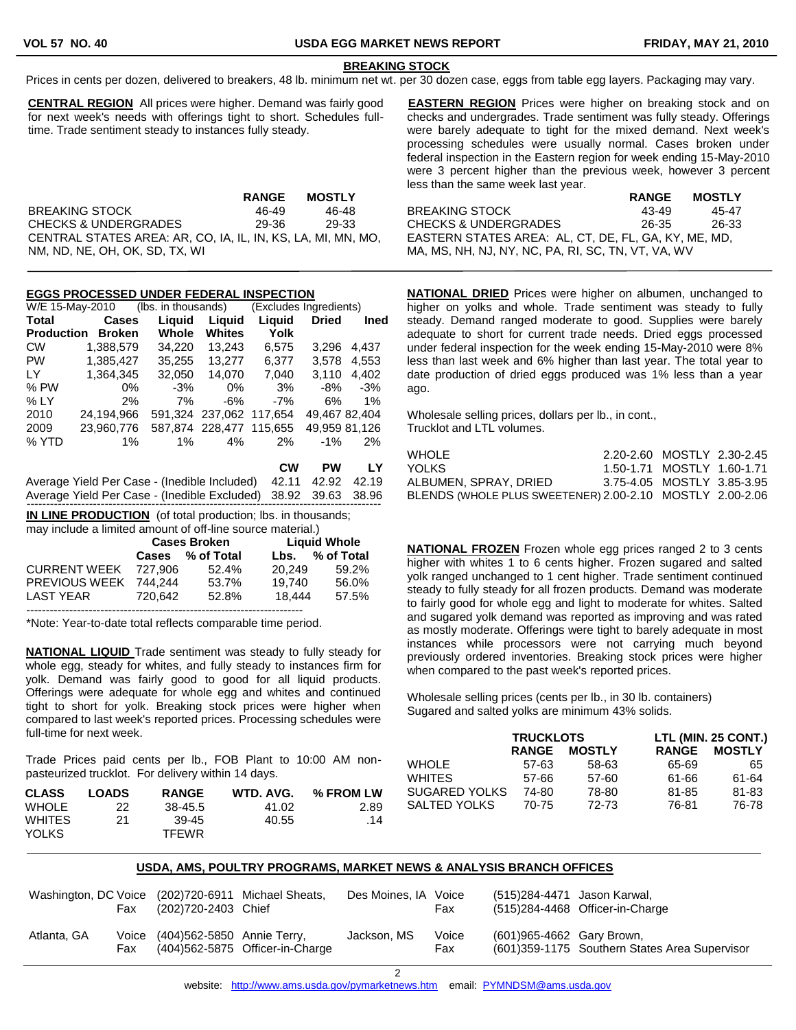## BREAKING STOCK

Prices in cents per dozen, delivered to breakers, 48 lb. minimum net wt. per 30 dozen case, eggs from table egg layers. Packaging may vary.

**CENTRAL REGION** All prices were higher. Demand was fairly good for next week's needs with offerings tight to short. Schedules full-time. Trade sentiment steady to instances fully steady.

| | RANGE | MOSTLY |
|---|---|---|
| BREAKING STOCK | 46-49 | 46-48 |
| CHECKS & UNDERGRADES | 29-36 | 29-33 |

CENTRAL STATES AREA: AR, CO, IA, IL, IN, KS, LA, MI, MN, MO, NM, ND, NE, OH, OK, SD, TX, WI

**EASTERN REGION** Prices were higher on breaking stock and on checks and undergrades. Trade sentiment was fully steady. Offerings were barely adequate to tight for the mixed demand. Next week's processing schedules were usually normal. Cases broken under federal inspection in the Eastern region for week ending 15-May-2010 were 3 percent higher than the previous week, however 3 percent less than the same week last year.

| | RANGE | MOSTLY |
|---|---|---|
| BREAKING STOCK | 43-49 | 45-47 |
| CHECKS & UNDERGRADES | 26-35 | 26-33 |

EASTERN STATES AREA: AL, CT, DE, FL, GA, KY, ME, MD, MA, MS, NH, NJ, NY, NC, PA, RI, SC, TN, VT, VA, WV

## EGGS PROCESSED UNDER FEDERAL INSPECTION

W/E 15-May-2010 (lbs. in thousands) (Excludes Ingredients)

| Total Production | Cases Broken | Liquid Whole | Liquid Whites | Liquid Yolk | Dried | Ined |
|---|---|---|---|---|---|---|
| CW | 1,388,579 | 34,220 | 13,243 | 6,575 | 3,296 | 4,437 |
| PW | 1,385,427 | 35,255 | 13,277 | 6,377 | 3,578 | 4,553 |
| LY | 1,364,345 | 32,050 | 14,070 | 7,040 | 3,110 | 4,402 |
| % PW | 0% | -3% | 0% | 3% | -8% | -3% |
| % LY | 2% | 7% | -6% | -7% | 6% | 1% |
| 2010 | 24,194,966 | 591,324 | 237,062 | 117,654 | 49,467 | 82,404 |
| 2009 | 23,960,776 | 587,874 | 228,477 | 115,655 | 49,959 | 81,126 |
| % YTD | 1% | 1% | 4% | 2% | -1% | 2% |

| | CW | PW | LY |
|---|---|---|---|
| Average Yield Per Case - (Inedible Included) | 42.11 | 42.92 | 42.19 |
| Average Yield Per Case - (Inedible Excluded) | 38.92 | 39.63 | 38.96 |

**IN LINE PRODUCTION** (of total production; lbs. in thousands; may include a limited amount of off-line source material.)

| | Cases Broken | | Liquid Whole | |
|---|---|---|---|---|
| | Cases | % of Total | Lbs. | % of Total |
| CURRENT WEEK | 727,906 | 52.4% | 20,249 | 59.2% |
| PREVIOUS WEEK | 744,244 | 53.7% | 19,740 | 56.0% |
| LAST YEAR | 720,642 | 52.8% | 18,444 | 57.5% |

*Note: Year-to-date total reflects comparable time period.

**NATIONAL LIQUID** Trade sentiment was steady to fully steady for whole egg, steady for whites, and fully steady to instances firm for yolk. Demand was fairly good to good for all liquid products. Offerings were adequate for whole egg and whites and continued tight to short for yolk. Breaking stock prices were higher when compared to last week's reported prices. Processing schedules were full-time for next week.

Trade Prices paid cents per lb., FOB Plant to 10:00 AM non-pasteurized trucklot. For delivery within 14 days.

| CLASS | LOADS | RANGE | WTD. AVG. | % FROM LW |
|---|---|---|---|---|
| WHOLE | 22 | 38-45.5 | 41.02 | 2.89 |
| WHITES | 21 | 39-45 | 40.55 | .14 |
| YOLKS | | TFEWR | | |

**NATIONAL DRIED** Prices were higher on albumen, unchanged to higher on yolks and whole. Trade sentiment was steady to fully steady. Demand ranged moderate to good. Supplies were barely adequate to short for current trade needs. Dried eggs processed under federal inspection for the week ending 15-May-2010 were 8% less than last week and 6% higher than last year. The total year to date production of dried eggs produced was 1% less than a year ago.

Wholesale selling prices, dollars per lb., in cont., Trucklot and LTL volumes.

| | | | |
|---|---|---|---|
| WHOLE | 2.20-2.60 | MOSTLY | 2.30-2.45 |
| YOLKS | 1.50-1.71 | MOSTLY | 1.60-1.71 |
| ALBUMEN, SPRAY, DRIED | 3.75-4.05 | MOSTLY | 3.85-3.95 |
| BLENDS (WHOLE PLUS SWEETENER) | 2.00-2.10 | MOSTLY | 2.00-2.06 |

**NATIONAL FROZEN** Frozen whole egg prices ranged 2 to 3 cents higher with whites 1 to 6 cents higher. Frozen sugared and salted yolk ranged unchanged to 1 cent higher. Trade sentiment continued steady to fully steady for all frozen products. Demand was moderate to fairly good for whole egg and light to moderate for whites. Salted and sugared yolk demand was reported as improving and was rated as mostly moderate. Offerings were tight to barely adequate in most instances while processors were not carrying much beyond previously ordered inventories. Breaking stock prices were higher when compared to the past week's reported prices.

Wholesale selling prices (cents per lb., in 30 lb. containers) Sugared and salted yolks are minimum 43% solids.

| | TRUCKLOTS | | LTL (MIN. 25 CONT.) | |
|---|---|---|---|---|
| | RANGE | MOSTLY | RANGE | MOSTLY |
| WHOLE | 57-63 | 58-63 | 65-69 | 65 |
| WHITES | 57-66 | 57-60 | 61-66 | 61-64 |
| SUGARED YOLKS | 74-80 | 78-80 | 81-85 | 81-83 |
| SALTED YOLKS | 70-75 | 72-73 | 76-81 | 76-78 |

## USDA, AMS, POULTRY PROGRAMS, MARKET NEWS & ANALYSIS BRANCH OFFICES

| | | | | | | | |
|---|---|---|---|---|---|---|---|
| Washington, DC | Voice<br>Fax | (202)720-6911<br>(202)720-2403 | Michael Sheats,<br>Chief | Des Moines, IA | Voice<br>Fax | (515)284-4471<br>(515)284-4468 | Jason Karwal,<br>Officer-in-Charge |
| Atlanta, GA | Voice<br>Fax | (404)562-5850<br>(404)562-5875 | Annie Terry,<br>Officer-in-Charge | Jackson, MS | Voice<br>Fax | (601)965-4662<br>(601)359-1175 | Gary Brown,<br>Southern States Area Supervisor |

website: http://www.ams.usda.gov/pymarketnews.htm email: PYMNDSM@ams.usda.gov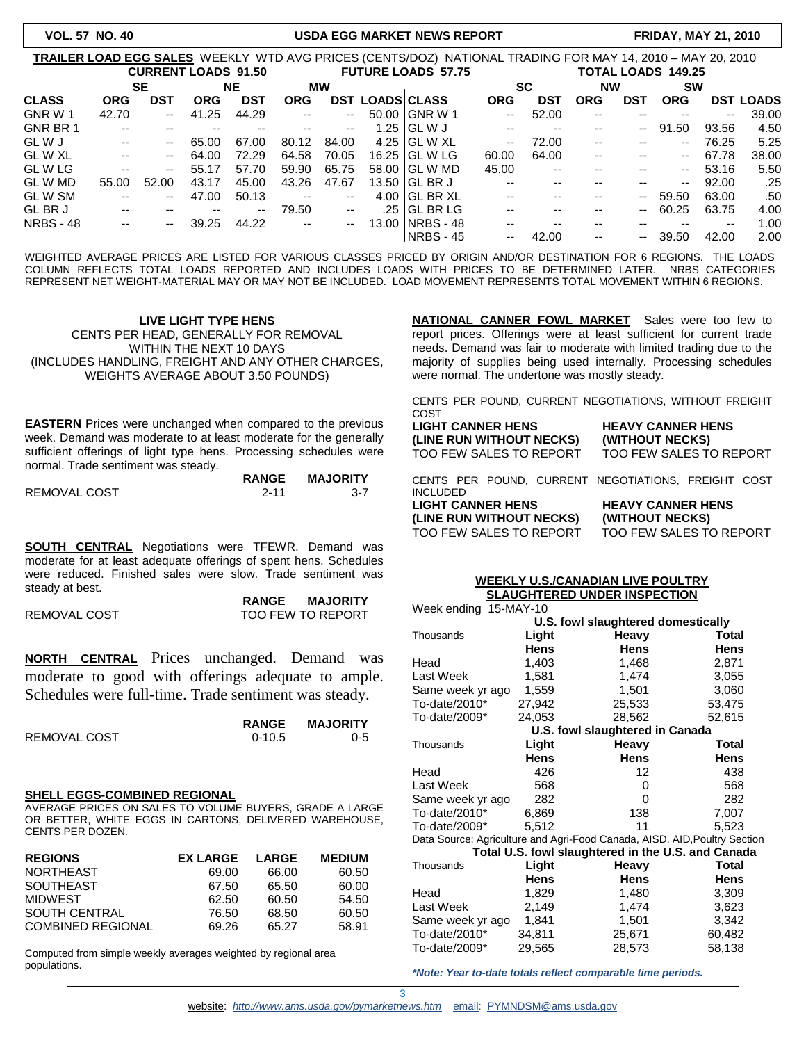**TRAILER LOAD EGG SALES** WEEKLY WTD AVG PRICES (CENTS/DOZ) NATIONAL TRADING FOR MAY 14, 2010 – MAY 20, 2010

CURRENT LOADS 91.50 | FUTURE LOADS 57.75 | TOTAL LOADS 149.25

| CLASS | SE ORG | SE DST | NE ORG | NE DST | MW ORG | MW DST | LOADS |
|---|---|---|---|---|---|---|---|
| GNR W 1 | 42.70 | -- | 41.25 | 44.29 | -- | -- | 50.00 |
| GNR BR 1 | -- | -- | -- | -- | -- | -- | 1.25 |
| GL W J | -- | -- | 65.00 | 67.00 | 80.12 | 84.00 | 4.25 |
| GL W XL | -- | -- | 64.00 | 72.29 | 64.58 | 70.05 | 16.25 |
| GL W LG | -- | -- | 55.17 | 57.70 | 59.90 | 65.75 | 58.00 |
| GL W MD | 55.00 | 52.00 | 43.17 | 45.00 | 43.26 | 47.67 | 13.50 |
| GL W SM | -- | -- | 47.00 | 50.13 | -- | -- | 4.00 |
| GL BR J | -- | -- | -- | -- | 79.50 | -- | .25 |
| NRBS - 48 | -- | -- | 39.25 | 44.22 | -- | -- | 13.00 |

| CLASS | SC ORG | SC DST | NW ORG | NW DST | SW ORG | SW DST | LOADS |
|---|---|---|---|---|---|---|---|
| GNR W 1 | -- | 52.00 | -- | -- | -- | -- | 39.00 |
| GL W J | -- | -- | -- | -- | 91.50 | 93.56 | 4.50 |
| GL W XL | -- | 72.00 | -- | -- | -- | 76.25 | 5.25 |
| GL W LG | 60.00 | 64.00 | -- | -- | -- | 67.78 | 38.00 |
| GL W MD | 45.00 | -- | -- | -- | -- | 53.16 | 5.50 |
| GL BR J | -- | -- | -- | -- | -- | 92.00 | .25 |
| GL BR XL | -- | -- | -- | -- | 59.50 | 63.00 | .50 |
| GL BR LG | -- | -- | -- | -- | 60.25 | 63.75 | 4.00 |
| NRBS - 48 | -- | -- | -- | -- | -- | -- | 1.00 |
| NRBS - 45 | -- | 42.00 | -- | -- | 39.50 | 42.00 | 2.00 |

WEIGHTED AVERAGE PRICES ARE LISTED FOR VARIOUS CLASSES PRICED BY ORIGIN AND/OR DESTINATION FOR 6 REGIONS. THE LOADS COLUMN REFLECTS TOTAL LOADS REPORTED AND INCLUDES LOADS WITH PRICES TO BE DETERMINED LATER. NRBS CATEGORIES REPRESENT NET WEIGHT-MATERIAL MAY OR MAY NOT BE INCLUDED. LOAD MOVEMENT REPRESENTS TOTAL MOVEMENT WITHIN 6 REGIONS.

**LIVE LIGHT TYPE HENS**

CENTS PER HEAD, GENERALLY FOR REMOVAL WITHIN THE NEXT 10 DAYS (INCLUDES HANDLING, FREIGHT AND ANY OTHER CHARGES, WEIGHTS AVERAGE ABOUT 3.50 POUNDS)

**EASTERN** Prices were unchanged when compared to the previous week. Demand was moderate to at least moderate for the generally sufficient offerings of light type hens. Processing schedules were normal. Trade sentiment was steady.

| | RANGE | MAJORITY |
|---|---|---|
| REMOVAL COST | 2-11 | 3-7 |

**SOUTH CENTRAL** Negotiations were TFEWR. Demand was moderate for at least adequate offerings of spent hens. Schedules were reduced. Finished sales were slow. Trade sentiment was steady at best.

| | RANGE | MAJORITY |
|---|---|---|
| REMOVAL COST | TOO FEW TO REPORT | |

**NORTH CENTRAL** Prices unchanged. Demand was moderate to good with offerings adequate to ample. Schedules were full-time. Trade sentiment was steady.

| | RANGE | MAJORITY |
|---|---|---|
| REMOVAL COST | 0-10.5 | 0-5 |

**SHELL EGGS-COMBINED REGIONAL**

AVERAGE PRICES ON SALES TO VOLUME BUYERS, GRADE A LARGE OR BETTER, WHITE EGGS IN CARTONS, DELIVERED WAREHOUSE, CENTS PER DOZEN.

| REGIONS | EX LARGE | LARGE | MEDIUM |
|---|---|---|---|
| NORTHEAST | 69.00 | 66.00 | 60.50 |
| SOUTHEAST | 67.50 | 65.50 | 60.00 |
| MIDWEST | 62.50 | 60.50 | 54.50 |
| SOUTH CENTRAL | 76.50 | 68.50 | 60.50 |
| COMBINED REGIONAL | 69.26 | 65.27 | 58.91 |

Computed from simple weekly averages weighted by regional area populations.

**NATIONAL CANNER FOWL MARKET** Sales were too few to report prices. Offerings were at least sufficient for current trade needs. Demand was fair to moderate with limited trading due to the majority of supplies being used internally. Processing schedules were normal. The undertone was mostly steady.

CENTS PER POUND, CURRENT NEGOTIATIONS, WITHOUT FREIGHT COST

| LIGHT CANNER HENS (LINE RUN WITHOUT NECKS) | HEAVY CANNER HENS (WITHOUT NECKS) |
|---|---|
| TOO FEW SALES TO REPORT | TOO FEW SALES TO REPORT |

CENTS PER POUND, CURRENT NEGOTIATIONS, FREIGHT COST INCLUDED

| LIGHT CANNER HENS (LINE RUN WITHOUT NECKS) | HEAVY CANNER HENS (WITHOUT NECKS) |
|---|---|
| TOO FEW SALES TO REPORT | TOO FEW SALES TO REPORT |

**WEEKLY U.S./CANADIAN LIVE POULTRY SLAUGHTERED UNDER INSPECTION**

Week ending 15-MAY-10

| U.S. fowl slaughtered domestically | | | |
|---|---|---|---|
| Thousands | Light Hens | Heavy Hens | Total Hens |
| Head | 1,403 | 1,468 | 2,871 |
| Last Week | 1,581 | 1,474 | 3,055 |
| Same week yr ago | 1,559 | 1,501 | 3,060 |
| To-date/2010* | 27,942 | 25,533 | 53,475 |
| To-date/2009* | 24,053 | 28,562 | 52,615 |

| U.S. fowl slaughtered in Canada | | | |
|---|---|---|---|
| Thousands | Light Hens | Heavy Hens | Total Hens |
| Head | 426 | 12 | 438 |
| Last Week | 568 | 0 | 568 |
| Same week yr ago | 282 | 0 | 282 |
| To-date/2010* | 6,869 | 138 | 7,007 |
| To-date/2009* | 5,512 | 11 | 5,523 |

Data Source: Agriculture and Agri-Food Canada, AISD, AID,Poultry Section

| Total U.S. fowl slaughtered in the U.S. and Canada | | | |
|---|---|---|---|
| Thousands | Light Hens | Heavy Hens | Total Hens |
| Head | 1,829 | 1,480 | 3,309 |
| Last Week | 2,149 | 1,474 | 3,623 |
| Same week yr ago | 1,841 | 1,501 | 3,342 |
| To-date/2010* | 34,811 | 25,671 | 60,482 |
| To-date/2009* | 29,565 | 28,573 | 58,138 |

***Note: Year to-date totals reflect comparable time periods.***

website: *http://www.ams.usda.gov/pymarketnews.htm* email: PYMNDSM@ams.usda.gov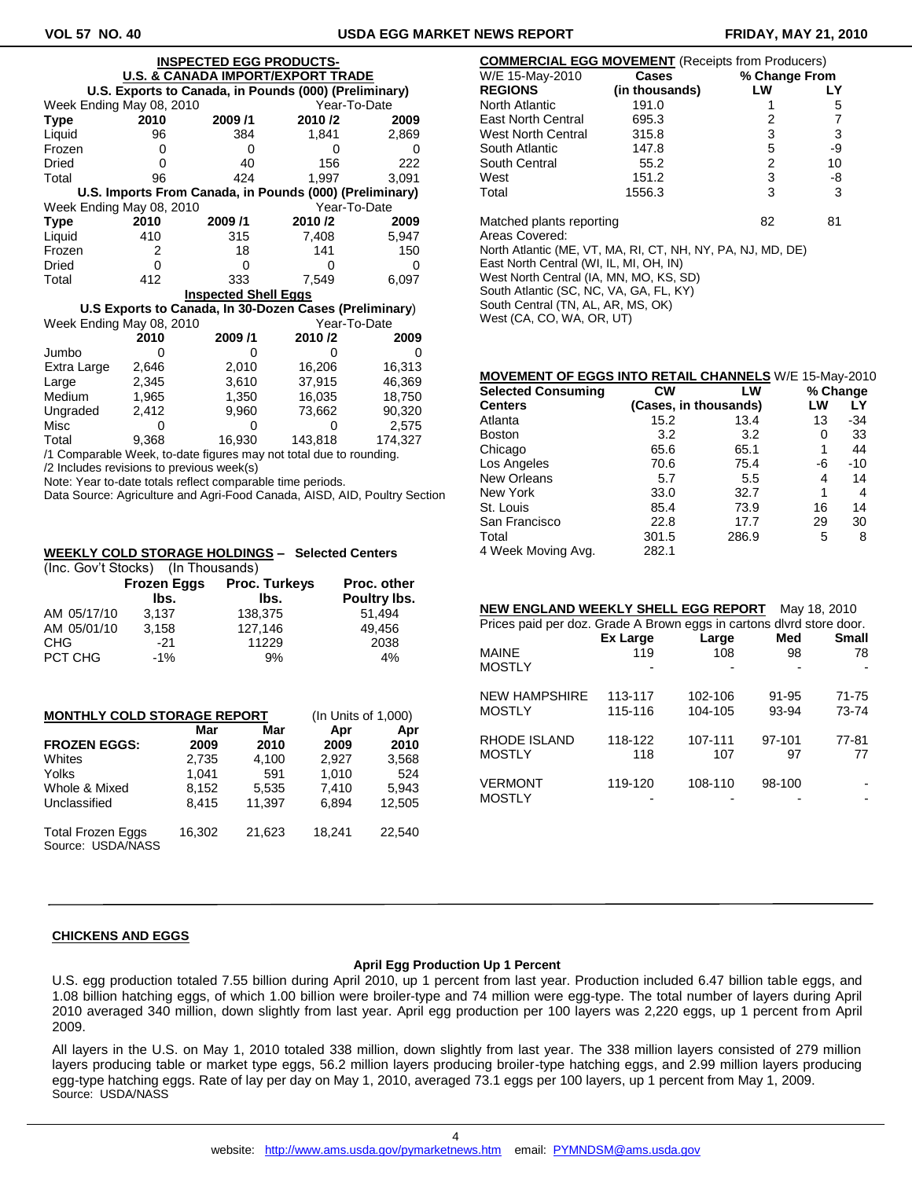## INSPECTED EGG PRODUCTS-
## U.S. & CANADA IMPORT/EXPORT TRADE

**U.S. Exports to Canada, in Pounds (000) (Preliminary)**

| Week Ending May 08, 2010 | | | Year-To-Date | |
|---|---|---|---|---|
| **Type** | **2010** | **2009 /1** | **2010 /2** | **2009** |
| Liquid | 96 | 384 | 1,841 | 2,869 |
| Frozen | 0 | 0 | 0 | 0 |
| Dried | 0 | 40 | 156 | 222 |
| Total | 96 | 424 | 1,997 | 3,091 |

**U.S. Imports From Canada, in Pounds (000) (Preliminary)**

| Week Ending May 08, 2010 | | | Year-To-Date | |
|---|---|---|---|---|
| **Type** | **2010** | **2009 /1** | **2010 /2** | **2009** |
| Liquid | 410 | 315 | 7,408 | 5,947 |
| Frozen | 2 | 18 | 141 | 150 |
| Dried | 0 | 0 | 0 | 0 |
| Total | 412 | 333 | 7,549 | 6,097 |

**Inspected Shell Eggs**

**U.S Exports to Canada, In 30-Dozen Cases (Preliminary)**

| Week Ending May 08, 2010 | | | Year-To-Date | |
|---|---|---|---|---|
| | **2010** | **2009 /1** | **2010 /2** | **2009** |
| Jumbo | 0 | 0 | 0 | 0 |
| Extra Large | 2,646 | 2,010 | 16,206 | 16,313 |
| Large | 2,345 | 3,610 | 37,915 | 46,369 |
| Medium | 1,965 | 1,350 | 16,035 | 18,750 |
| Ungraded | 2,412 | 9,960 | 73,662 | 90,320 |
| Misc | 0 | 0 | 0 | 2,575 |
| Total | 9,368 | 16,930 | 143,818 | 174,327 |

/1 Comparable Week, to-date figures may not total due to rounding.
/2 Includes revisions to previous week(s)
Note: Year to-date totals reflect comparable time periods.
Data Source: Agriculture and Agri-Food Canada, AISD, AID, Poultry Section

## WEEKLY COLD STORAGE HOLDINGS – Selected Centers

(Inc. Gov't Stocks) (In Thousands)

| | Frozen Eggs lbs. | Proc. Turkeys lbs. | Proc. other Poultry lbs. |
|---|---|---|---|
| AM 05/17/10 | 3,137 | 138,375 | 51,494 |
| AM 05/01/10 | 3,158 | 127,146 | 49,456 |
| CHG | -21 | 11229 | 2038 |
| PCT CHG | -1% | 9% | 4% |

## MONTHLY COLD STORAGE REPORT

(In Units of 1,000)

| FROZEN EGGS: | Mar 2009 | Mar 2010 | Apr 2009 | Apr 2010 |
|---|---|---|---|---|
| Whites | 2,735 | 4,100 | 2,927 | 3,568 |
| Yolks | 1,041 | 591 | 1,010 | 524 |
| Whole & Mixed | 8,152 | 5,535 | 7,410 | 5,943 |
| Unclassified | 8,415 | 11,397 | 6,894 | 12,505 |
| Total Frozen Eggs | 16,302 | 21,623 | 18,241 | 22,540 |

Source: USDA/NASS

## COMMERCIAL EGG MOVEMENT (Receipts from Producers)

| W/E 15-May-2010 | Cases | % Change From | |
|---|---|---|---|
| **REGIONS** | **(in thousands)** | **LW** | **LY** |
| North Atlantic | 191.0 | 1 | 5 |
| East North Central | 695.3 | 2 | 7 |
| West North Central | 315.8 | 3 | 3 |
| South Atlantic | 147.8 | 5 | -9 |
| South Central | 55.2 | 2 | 10 |
| West | 151.2 | 3 | -8 |
| Total | 1556.3 | 3 | 3 |
| Matched plants reporting | | 82 | 81 |

Areas Covered:
North Atlantic (ME, VT, MA, RI, CT, NH, NY, PA, NJ, MD, DE)
East North Central (WI, IL, MI, OH, IN)
West North Central (IA, MN, MO, KS, SD)
South Atlantic (SC, NC, VA, GA, FL, KY)
South Central (TN, AL, AR, MS, OK)
West (CA, CO, WA, OR, UT)

## MOVEMENT OF EGGS INTO RETAIL CHANNELS W/E 15-May-2010

| Selected Consuming Centers | CW | LW | % Change LW | % Change LY |
|---|---|---|---|---|
| | (Cases, in thousands) | | | |
| Atlanta | 15.2 | 13.4 | 13 | -34 |
| Boston | 3.2 | 3.2 | 0 | 33 |
| Chicago | 65.6 | 65.1 | 1 | 44 |
| Los Angeles | 70.6 | 75.4 | -6 | -10 |
| New Orleans | 5.7 | 5.5 | 4 | 14 |
| New York | 33.0 | 32.7 | 1 | 4 |
| St. Louis | 85.4 | 73.9 | 16 | 14 |
| San Francisco | 22.8 | 17.7 | 29 | 30 |
| Total | 301.5 | 286.9 | 5 | 8 |
| 4 Week Moving Avg. | 282.1 | | | |

## NEW ENGLAND WEEKLY SHELL EGG REPORT

May 18, 2010

Prices paid per doz. Grade A Brown eggs in cartons dlvrd store door.

| | Ex Large | Large | Med | Small |
|---|---|---|---|---|
| MAINE | 119 | 108 | 98 | 78 |
| MOSTLY | - | - | - | - |
| NEW HAMPSHIRE | 113-117 | 102-106 | 91-95 | 71-75 |
| MOSTLY | 115-116 | 104-105 | 93-94 | 73-74 |
| RHODE ISLAND | 118-122 | 107-111 | 97-101 | 77-81 |
| MOSTLY | 118 | 107 | 97 | 77 |
| VERMONT | 119-120 | 108-110 | 98-100 | - |
| MOSTLY | - | - | - | - |

## CHICKENS AND EGGS

### April Egg Production Up 1 Percent

U.S. egg production totaled 7.55 billion during April 2010, up 1 percent from last year. Production included 6.47 billion table eggs, and 1.08 billion hatching eggs, of which 1.00 billion were broiler-type and 74 million were egg-type. The total number of layers during April 2010 averaged 340 million, down slightly from last year. April egg production per 100 layers was 2,220 eggs, up 1 percent from April 2009.

All layers in the U.S. on May 1, 2010 totaled 338 million, down slightly from last year. The 338 million layers consisted of 279 million layers producing table or market type eggs, 56.2 million layers producing broiler-type hatching eggs, and 2.99 million layers producing egg-type hatching eggs. Rate of lay per day on May 1, 2010, averaged 73.1 eggs per 100 layers, up 1 percent from May 1, 2009.
Source: USDA/NASS

website: http://www.ams.usda.gov/pymarketnews.htm email: PYMNDSM@ams.usda.gov